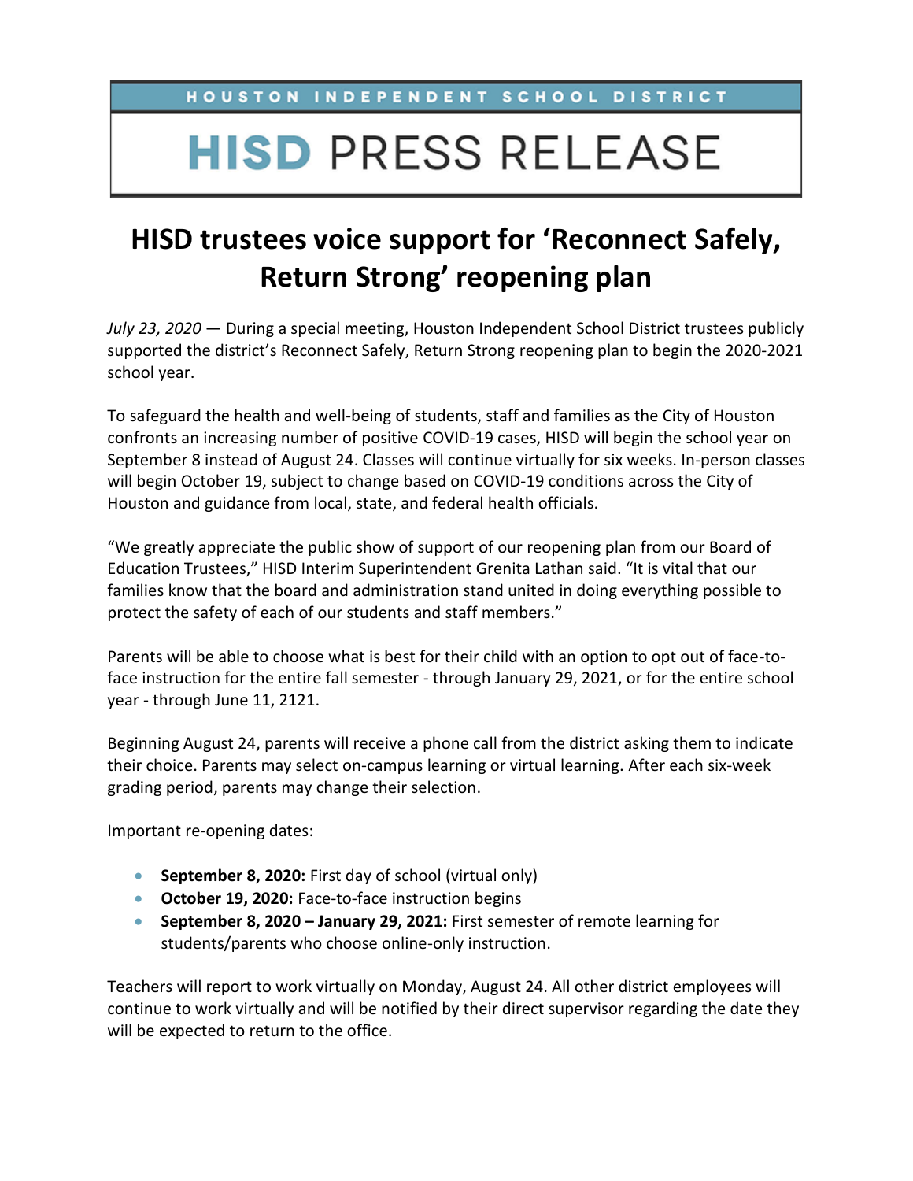HOUSTON INDEPENDENT SCHOOL DISTRICT

# HISD PRESS RELEASE

## HISD trustees voice support for 'Reconnect Safely, Return Strong' reopening plan

*July 23, 2020* — During a special meeting, Houston Independent School District trustees publicly supported the district's Reconnect Safely, Return Strong reopening plan to begin the 2020-2021 school year.

To safeguard the health and well-being of students, staff and families as the City of Houston confronts an increasing number of positive COVID-19 cases, HISD will begin the school year on September 8 instead of August 24. Classes will continue virtually for six weeks. In-person classes will begin October 19, subject to change based on COVID-19 conditions across the City of Houston and guidance from local, state, and federal health officials.

"We greatly appreciate the public show of support of our reopening plan from our Board of Education Trustees," HISD Interim Superintendent Grenita Lathan said. "It is vital that our families know that the board and administration stand united in doing everything possible to protect the safety of each of our students and staff members."

Parents will be able to choose what is best for their child with an option to opt out of face-to-face instruction for the entire fall semester - through January 29, 2021, or for the entire school year - through June 11, 2121.

Beginning August 24, parents will receive a phone call from the district asking them to indicate their choice. Parents may select on-campus learning or virtual learning. After each six-week grading period, parents may change their selection.

Important re-opening dates:

- **September 8, 2020:** First day of school (virtual only)
- **October 19, 2020:** Face-to-face instruction begins
- **September 8, 2020 – January 29, 2021:** First semester of remote learning for students/parents who choose online-only instruction.

Teachers will report to work virtually on Monday, August 24. All other district employees will continue to work virtually and will be notified by their direct supervisor regarding the date they will be expected to return to the office.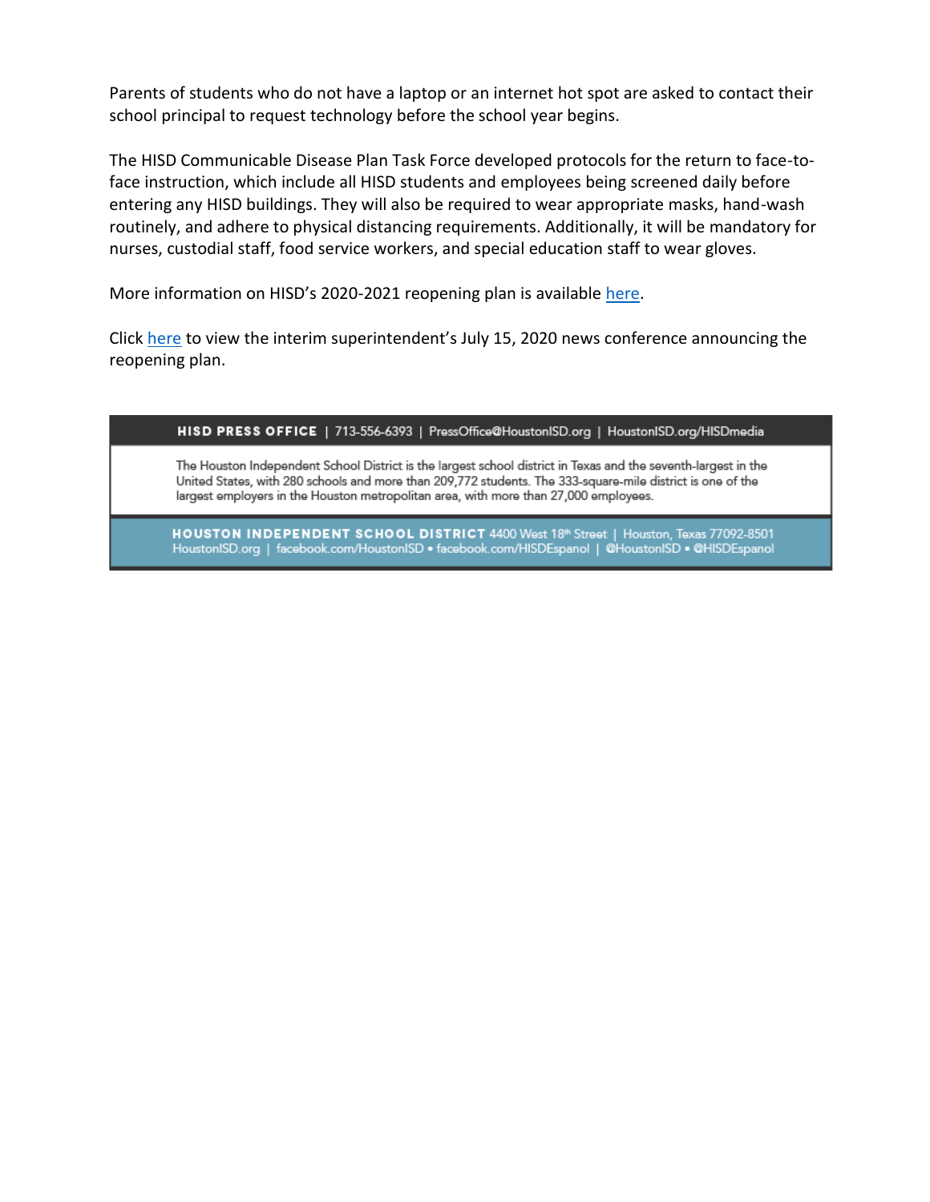Parents of students who do not have a laptop or an internet hot spot are asked to contact their school principal to request technology before the school year begins.

The HISD Communicable Disease Plan Task Force developed protocols for the return to face-to-face instruction, which include all HISD students and employees being screened daily before entering any HISD buildings. They will also be required to wear appropriate masks, hand-wash routinely, and adhere to physical distancing requirements. Additionally, it will be mandatory for nurses, custodial staff, food service workers, and special education staff to wear gloves.

More information on HISD's 2020-2021 reopening plan is available here.

Click here to view the interim superintendent's July 15, 2020 news conference announcing the reopening plan.

**HISD PRESS OFFICE** | 713-556-6393 | PressOffice@HoustonISD.org | HoustonISD.org/HISDmedia

The Houston Independent School District is the largest school district in Texas and the seventh-largest in the United States, with 280 schools and more than 209,772 students. The 333-square-mile district is one of the largest employers in the Houston metropolitan area, with more than 27,000 employees.

**HOUSTON INDEPENDENT SCHOOL DISTRICT** 4400 West 18th Street | Houston, Texas 77092-8501
HoustonISD.org | facebook.com/HoustonISD • facebook.com/HISDEspanol | @HoustonISD • @HISDEspanol